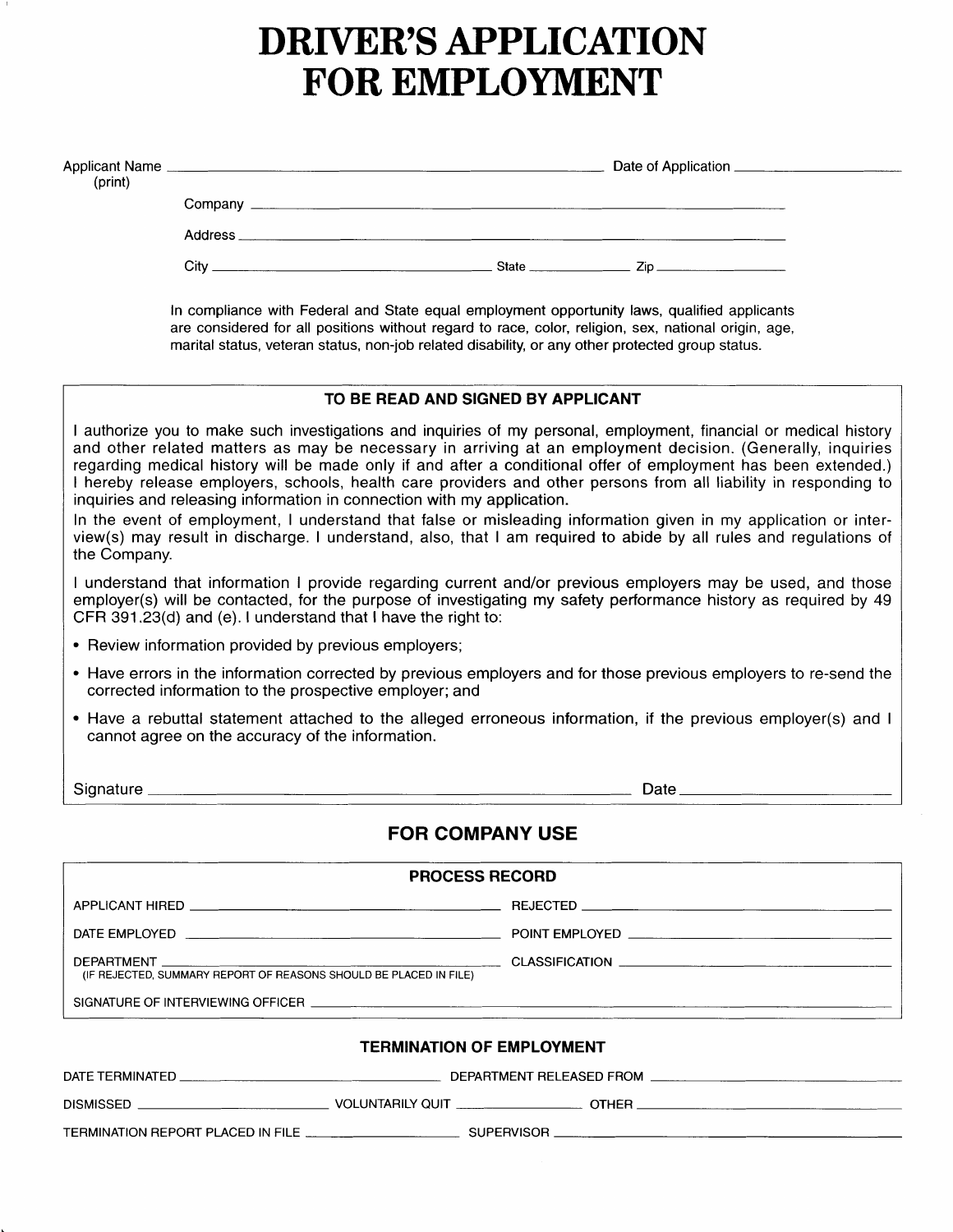# DRIVER'S APPLICATION FOR EMPLOYMENT

Applicant Name (print) ______________________________ Date of Application ______________

Company ______________________________

Address ______________________________

City ______________________ State __________ Zip __________

In compliance with Federal and State equal employment opportunity laws, qualified applicants are considered for all positions without regard to race, color, religion, sex, national origin, age, marital status, veteran status, non-job related disability, or any other protected group status.

### TO BE READ AND SIGNED BY APPLICANT

I authorize you to make such investigations and inquiries of my personal, employment, financial or medical history and other related matters as may be necessary in arriving at an employment decision. (Generally, inquiries regarding medical history will be made only if and after a conditional offer of employment has been extended.) I hereby release employers, schools, health care providers and other persons from all liability in responding to inquiries and releasing information in connection with my application.

In the event of employment, I understand that false or misleading information given in my application or interview(s) may result in discharge. I understand, also, that I am required to abide by all rules and regulations of the Company.

I understand that information I provide regarding current and/or previous employers may be used, and those employer(s) will be contacted, for the purpose of investigating my safety performance history as required by 49 CFR 391.23(d) and (e). I understand that I have the right to:

- Review information provided by previous employers;
- Have errors in the information corrected by previous employers and for those previous employers to re-send the corrected information to the prospective employer; and
- Have a rebuttal statement attached to the alleged erroneous information, if the previous employer(s) and I cannot agree on the accuracy of the information.

Signature ______________________________ Date ______________

## FOR COMPANY USE

### PROCESS RECORD

APPLICANT HIRED ______________________ REJECTED ______________________

DATE EMPLOYED ______________________ POINT EMPLOYED ______________________

DEPARTMENT ______________________ CLASSIFICATION ______________________

(IF REJECTED, SUMMARY REPORT OF REASONS SHOULD BE PLACED IN FILE)

SIGNATURE OF INTERVIEWING OFFICER ______________________________

### TERMINATION OF EMPLOYMENT

DATE TERMINATED ______________________ DEPARTMENT RELEASED FROM ______________________

DISMISSED ______________ VOLUNTARILY QUIT ______________ OTHER ______________

TERMINATION REPORT PLACED IN FILE ______________ SUPERVISOR ______________________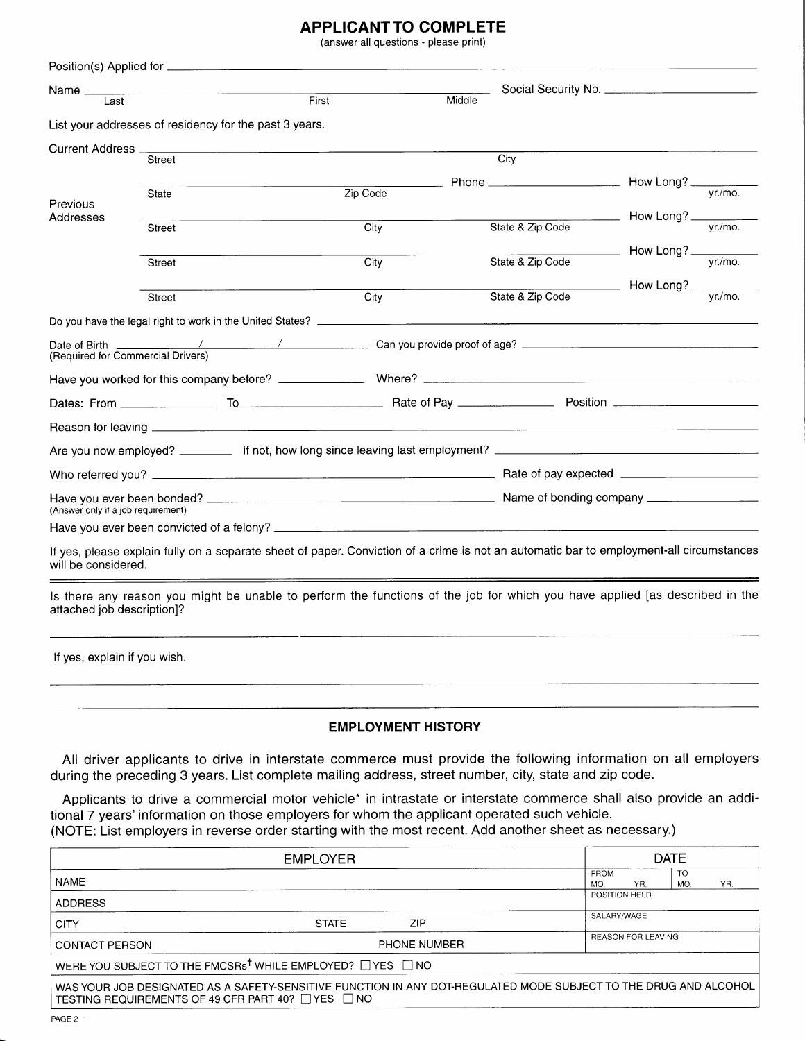## APPLICANT TO COMPLETE

(answer all questions - please print)

Position(s) Applied for ______________________________

Name ______________________ Social Security No. ______________
Last First Middle

List your addresses of residency for the past 3 years.

Current Address ______________________________
Street City

______________________ Phone ______________ How Long? ______
State Zip Code yr./mo.

Previous Addresses

______________________________ How Long? ______
Street City State & Zip Code yr./mo.

______________________________ How Long? ______
Street City State & Zip Code yr./mo.

______________________________ How Long? ______
Street City State & Zip Code yr./mo.

Do you have the legal right to work in the United States? ______________________________

Date of Birth ______ / ______ / ______ Can you provide proof of age? ______________
(Required for Commercial Drivers)

Have you worked for this company before? ______________ Where? ______________

Dates: From ______________ To ______________ Rate of Pay ______________ Position ______________

Reason for leaving ______________________________

Are you now employed? ________ If not, how long since leaving last employment? ______________

Who referred you? ______________________________ Rate of pay expected ______________

Have you ever been bonded? ______________________ Name of bonding company ______________
(Answer only if a job requirement)

Have you ever been convicted of a felony? ______________________________

If yes, please explain fully on a separate sheet of paper. Conviction of a crime is not an automatic bar to employment-all circumstances will be considered.

---

Is there any reason you might be unable to perform the functions of the job for which you have applied [as described in the attached job description]?

______________________________

If yes, explain if you wish.

______________________________

______________________________

### EMPLOYMENT HISTORY

All driver applicants to drive in interstate commerce must provide the following information on all employers during the preceding 3 years. List complete mailing address, street number, city, state and zip code.

Applicants to drive a commercial motor vehicle* in intrastate or interstate commerce shall also provide an additional 7 years' information on those employers for whom the applicant operated such vehicle.
(NOTE: List employers in reverse order starting with the most recent. Add another sheet as necessary.)

| EMPLOYER | | | DATE | |
|---|---|---|---|---|
| NAME | | | FROM MO. YR. | TO MO. YR. |
| ADDRESS | | | POSITION HELD | |
| CITY | STATE | ZIP | SALARY/WAGE | |
| CONTACT PERSON | | PHONE NUMBER | REASON FOR LEAVING | |
| WERE YOU SUBJECT TO THE FMCSRs† WHILE EMPLOYED? ☐ YES ☐ NO | | | | |
| WAS YOUR JOB DESIGNATED AS A SAFETY-SENSITIVE FUNCTION IN ANY DOT-REGULATED MODE SUBJECT TO THE DRUG AND ALCOHOL TESTING REQUIREMENTS OF 49 CFR PART 40? ☐ YES ☐ NO | | | | |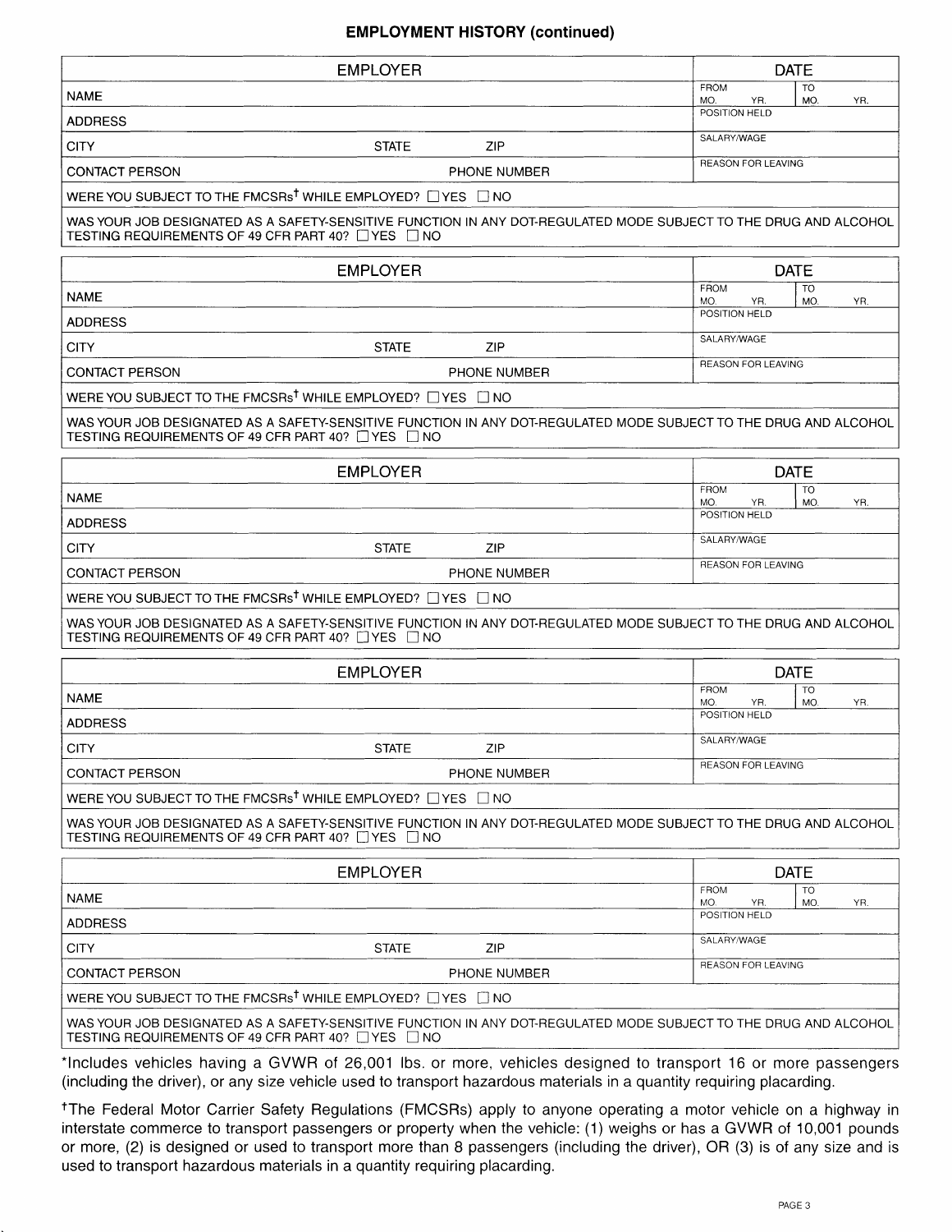## EMPLOYMENT HISTORY (continued)

| EMPLOYER | | | DATE |
|---|---|---|---|
| NAME | | | FROM MO. YR. / TO MO. YR. |
| ADDRESS | | | POSITION HELD |
| CITY | STATE | ZIP | SALARY/WAGE |
| CONTACT PERSON | | PHONE NUMBER | REASON FOR LEAVING |
| WERE YOU SUBJECT TO THE FMCSRs† WHILE EMPLOYED? ☐ YES ☐ NO | | | |
| WAS YOUR JOB DESIGNATED AS A SAFETY-SENSITIVE FUNCTION IN ANY DOT-REGULATED MODE SUBJECT TO THE DRUG AND ALCOHOL TESTING REQUIREMENTS OF 49 CFR PART 40? ☐ YES ☐ NO | | | |

| EMPLOYER | | | DATE |
|---|---|---|---|
| NAME | | | FROM MO. YR. / TO MO. YR. |
| ADDRESS | | | POSITION HELD |
| CITY | STATE | ZIP | SALARY/WAGE |
| CONTACT PERSON | | PHONE NUMBER | REASON FOR LEAVING |
| WERE YOU SUBJECT TO THE FMCSRs† WHILE EMPLOYED? ☐ YES ☐ NO | | | |
| WAS YOUR JOB DESIGNATED AS A SAFETY-SENSITIVE FUNCTION IN ANY DOT-REGULATED MODE SUBJECT TO THE DRUG AND ALCOHOL TESTING REQUIREMENTS OF 49 CFR PART 40? ☐ YES ☐ NO | | | |

| EMPLOYER | | | DATE |
|---|---|---|---|
| NAME | | | FROM MO. YR. / TO MO. YR. |
| ADDRESS | | | POSITION HELD |
| CITY | STATE | ZIP | SALARY/WAGE |
| CONTACT PERSON | | PHONE NUMBER | REASON FOR LEAVING |
| WERE YOU SUBJECT TO THE FMCSRs† WHILE EMPLOYED? ☐ YES ☐ NO | | | |
| WAS YOUR JOB DESIGNATED AS A SAFETY-SENSITIVE FUNCTION IN ANY DOT-REGULATED MODE SUBJECT TO THE DRUG AND ALCOHOL TESTING REQUIREMENTS OF 49 CFR PART 40? ☐ YES ☐ NO | | | |

| EMPLOYER | | | DATE |
|---|---|---|---|
| NAME | | | FROM MO. YR. / TO MO. YR. |
| ADDRESS | | | POSITION HELD |
| CITY | STATE | ZIP | SALARY/WAGE |
| CONTACT PERSON | | PHONE NUMBER | REASON FOR LEAVING |
| WERE YOU SUBJECT TO THE FMCSRs† WHILE EMPLOYED? ☐ YES ☐ NO | | | |
| WAS YOUR JOB DESIGNATED AS A SAFETY-SENSITIVE FUNCTION IN ANY DOT-REGULATED MODE SUBJECT TO THE DRUG AND ALCOHOL TESTING REQUIREMENTS OF 49 CFR PART 40? ☐ YES ☐ NO | | | |

| EMPLOYER | | | DATE |
|---|---|---|---|
| NAME | | | FROM MO. YR. / TO MO. YR. |
| ADDRESS | | | POSITION HELD |
| CITY | STATE | ZIP | SALARY/WAGE |
| CONTACT PERSON | | PHONE NUMBER | REASON FOR LEAVING |
| WERE YOU SUBJECT TO THE FMCSRs† WHILE EMPLOYED? ☐ YES ☐ NO | | | |
| WAS YOUR JOB DESIGNATED AS A SAFETY-SENSITIVE FUNCTION IN ANY DOT-REGULATED MODE SUBJECT TO THE DRUG AND ALCOHOL TESTING REQUIREMENTS OF 49 CFR PART 40? ☐ YES ☐ NO | | | |

*Includes vehicles having a GVWR of 26,001 lbs. or more, vehicles designed to transport 16 or more passengers (including the driver), or any size vehicle used to transport hazardous materials in a quantity requiring placarding.

†The Federal Motor Carrier Safety Regulations (FMCSRs) apply to anyone operating a motor vehicle on a highway in interstate commerce to transport passengers or property when the vehicle: (1) weighs or has a GVWR of 10,001 pounds or more, (2) is designed or used to transport more than 8 passengers (including the driver), OR (3) is of any size and is used to transport hazardous materials in a quantity requiring placarding.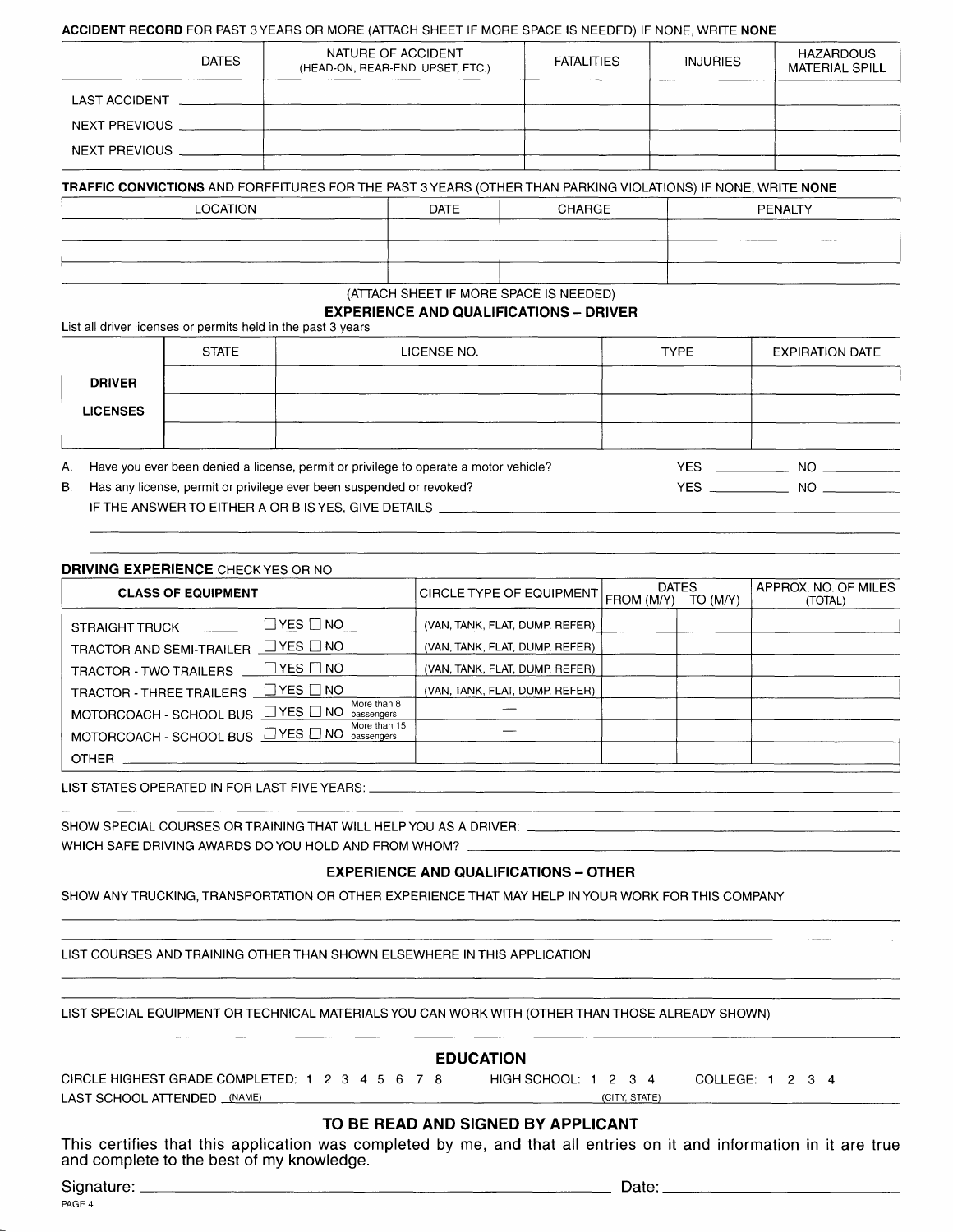**ACCIDENT RECORD** FOR PAST 3 YEARS OR MORE (ATTACH SHEET IF MORE SPACE IS NEEDED) IF NONE, WRITE **NONE**

| | DATES | NATURE OF ACCIDENT (HEAD-ON, REAR-END, UPSET, ETC.) | FATALITIES | INJURIES | HAZARDOUS MATERIAL SPILL |
|---|---|---|---|---|---|
| LAST ACCIDENT | | | | | |
| NEXT PREVIOUS | | | | | |
| NEXT PREVIOUS | | | | | |

**TRAFFIC CONVICTIONS** AND FORFEITURES FOR THE PAST 3 YEARS (OTHER THAN PARKING VIOLATIONS) IF NONE, WRITE **NONE**

| LOCATION | DATE | CHARGE | PENALTY |
|---|---|---|---|
| | | | |
| | | | |
| | | | |

(ATTACH SHEET IF MORE SPACE IS NEEDED)

## EXPERIENCE AND QUALIFICATIONS – DRIVER

List all driver licenses or permits held in the past 3 years

| | STATE | LICENSE NO. | TYPE | EXPIRATION DATE |
|---|---|---|---|---|
| DRIVER LICENSES | | | | |
| | | | | |
| | | | | |

A. Have you ever been denied a license, permit or privilege to operate a motor vehicle? YES ________ NO ________

B. Has any license, permit or privilege ever been suspended or revoked? YES ________ NO ________

IF THE ANSWER TO EITHER A OR B IS YES, GIVE DETAILS ____________________

**DRIVING EXPERIENCE** CHECK YES OR NO

| CLASS OF EQUIPMENT | | CIRCLE TYPE OF EQUIPMENT | DATES FROM (M/Y) | TO (M/Y) | APPROX. NO. OF MILES (TOTAL) |
|---|---|---|---|---|---|
| STRAIGHT TRUCK | ☐ YES ☐ NO | (VAN, TANK, FLAT, DUMP, REFER) | | | |
| TRACTOR AND SEMI-TRAILER | ☐ YES ☐ NO | (VAN, TANK, FLAT, DUMP, REFER) | | | |
| TRACTOR - TWO TRAILERS | ☐ YES ☐ NO | (VAN, TANK, FLAT, DUMP, REFER) | | | |
| TRACTOR - THREE TRAILERS | ☐ YES ☐ NO | (VAN, TANK, FLAT, DUMP, REFER) | | | |
| MOTORCOACH - SCHOOL BUS | ☐ YES ☐ NO More than 8 passengers | — | | | |
| MOTORCOACH - SCHOOL BUS | ☐ YES ☐ NO More than 15 passengers | — | | | |
| OTHER | | | | | |

LIST STATES OPERATED IN FOR LAST FIVE YEARS: ____________________

SHOW SPECIAL COURSES OR TRAINING THAT WILL HELP YOU AS A DRIVER: ____________________

WHICH SAFE DRIVING AWARDS DO YOU HOLD AND FROM WHOM? ____________________

## EXPERIENCE AND QUALIFICATIONS – OTHER

SHOW ANY TRUCKING, TRANSPORTATION OR OTHER EXPERIENCE THAT MAY HELP IN YOUR WORK FOR THIS COMPANY

____________________

LIST COURSES AND TRAINING OTHER THAN SHOWN ELSEWHERE IN THIS APPLICATION

____________________

LIST SPECIAL EQUIPMENT OR TECHNICAL MATERIALS YOU CAN WORK WITH (OTHER THAN THOSE ALREADY SHOWN)

____________________

## EDUCATION

CIRCLE HIGHEST GRADE COMPLETED: 1 2 3 4 5 6 7 8 HIGH SCHOOL: 1 2 3 4 COLLEGE: 1 2 3 4

LAST SCHOOL ATTENDED (NAME) ____________________ (CITY, STATE) ____________________

## TO BE READ AND SIGNED BY APPLICANT

This certifies that this application was completed by me, and that all entries on it and information in it are true and complete to the best of my knowledge.

Signature: ____________________ Date: ____________________